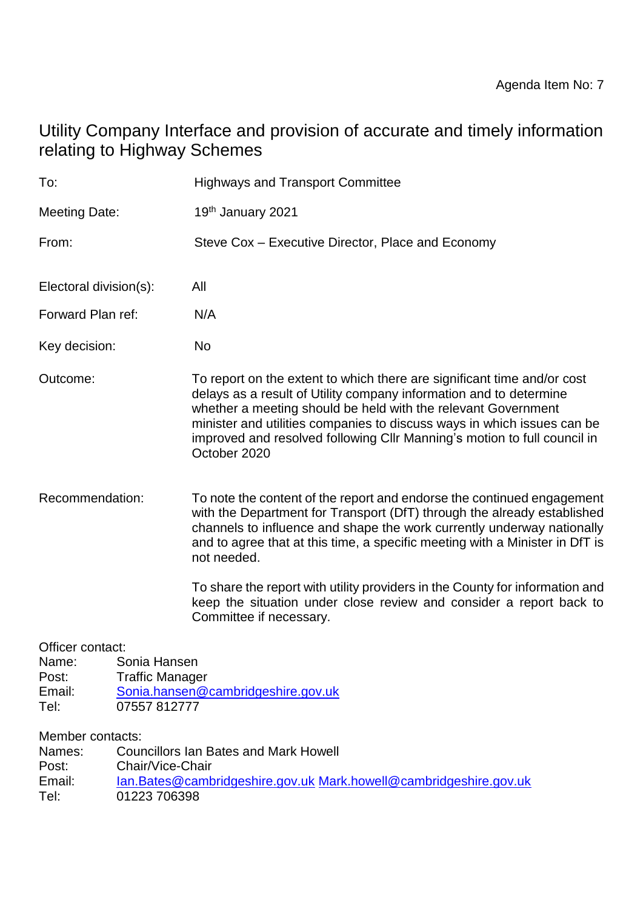Agenda Item No: 7

# Utility Company Interface and provision of accurate and timely information relating to Highway Schemes

To: Highways and Transport Committee

Meeting Date: 19th January 2021

From: Steve Cox – Executive Director, Place and Economy

Electoral division(s): All

Forward Plan ref: N/A

Key decision: No

Outcome: To report on the extent to which there are significant time and/or cost delays as a result of Utility company information and to determine whether a meeting should be held with the relevant Government minister and utilities companies to discuss ways in which issues can be improved and resolved following Cllr Manning's motion to full council in October 2020

Recommendation: To note the content of the report and endorse the continued engagement with the Department for Transport (DfT) through the already established channels to influence and shape the work currently underway nationally and to agree that at this time, a specific meeting with a Minister in DfT is not needed.

To share the report with utility providers in the County for information and keep the situation under close review and consider a report back to Committee if necessary.

Officer contact:
Name: Sonia Hansen
Post: Traffic Manager
Email: Sonia.hansen@cambridgeshire.gov.uk
Tel: 07557 812777

Member contacts:
Names: Councillors Ian Bates and Mark Howell
Post: Chair/Vice-Chair
Email: Ian.Bates@cambridgeshire.gov.uk Mark.howell@cambridgeshire.gov.uk
Tel: 01223 706398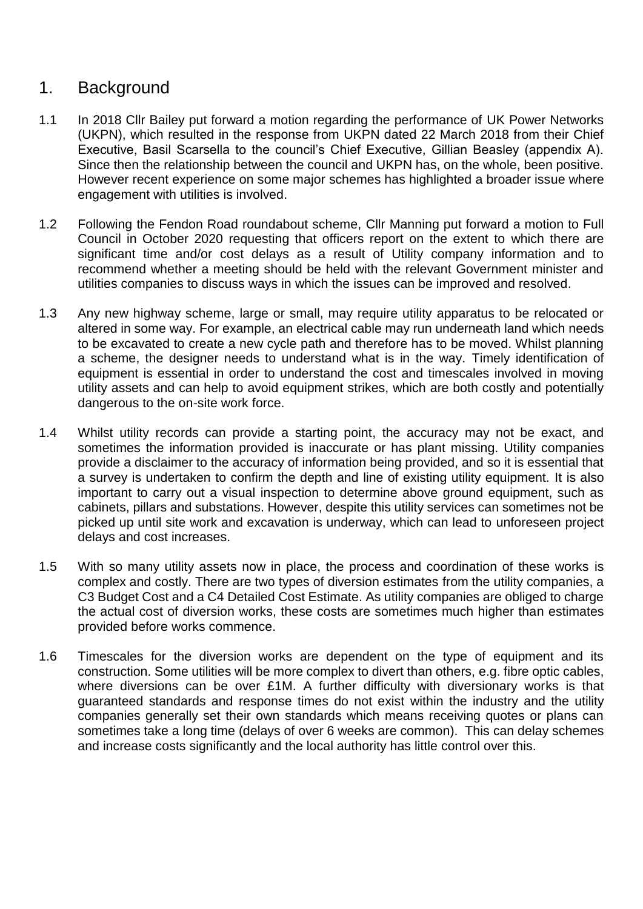## 1. Background

1.1 In 2018 Cllr Bailey put forward a motion regarding the performance of UK Power Networks (UKPN), which resulted in the response from UKPN dated 22 March 2018 from their Chief Executive, Basil Scarsella to the council's Chief Executive, Gillian Beasley (appendix A). Since then the relationship between the council and UKPN has, on the whole, been positive. However recent experience on some major schemes has highlighted a broader issue where engagement with utilities is involved.

1.2 Following the Fendon Road roundabout scheme, Cllr Manning put forward a motion to Full Council in October 2020 requesting that officers report on the extent to which there are significant time and/or cost delays as a result of Utility company information and to recommend whether a meeting should be held with the relevant Government minister and utilities companies to discuss ways in which the issues can be improved and resolved.

1.3 Any new highway scheme, large or small, may require utility apparatus to be relocated or altered in some way. For example, an electrical cable may run underneath land which needs to be excavated to create a new cycle path and therefore has to be moved. Whilst planning a scheme, the designer needs to understand what is in the way. Timely identification of equipment is essential in order to understand the cost and timescales involved in moving utility assets and can help to avoid equipment strikes, which are both costly and potentially dangerous to the on-site work force.

1.4 Whilst utility records can provide a starting point, the accuracy may not be exact, and sometimes the information provided is inaccurate or has plant missing. Utility companies provide a disclaimer to the accuracy of information being provided, and so it is essential that a survey is undertaken to confirm the depth and line of existing utility equipment. It is also important to carry out a visual inspection to determine above ground equipment, such as cabinets, pillars and substations. However, despite this utility services can sometimes not be picked up until site work and excavation is underway, which can lead to unforeseen project delays and cost increases.

1.5 With so many utility assets now in place, the process and coordination of these works is complex and costly. There are two types of diversion estimates from the utility companies, a C3 Budget Cost and a C4 Detailed Cost Estimate. As utility companies are obliged to charge the actual cost of diversion works, these costs are sometimes much higher than estimates provided before works commence.

1.6 Timescales for the diversion works are dependent on the type of equipment and its construction. Some utilities will be more complex to divert than others, e.g. fibre optic cables, where diversions can be over £1M. A further difficulty with diversionary works is that guaranteed standards and response times do not exist within the industry and the utility companies generally set their own standards which means receiving quotes or plans can sometimes take a long time (delays of over 6 weeks are common). This can delay schemes and increase costs significantly and the local authority has little control over this.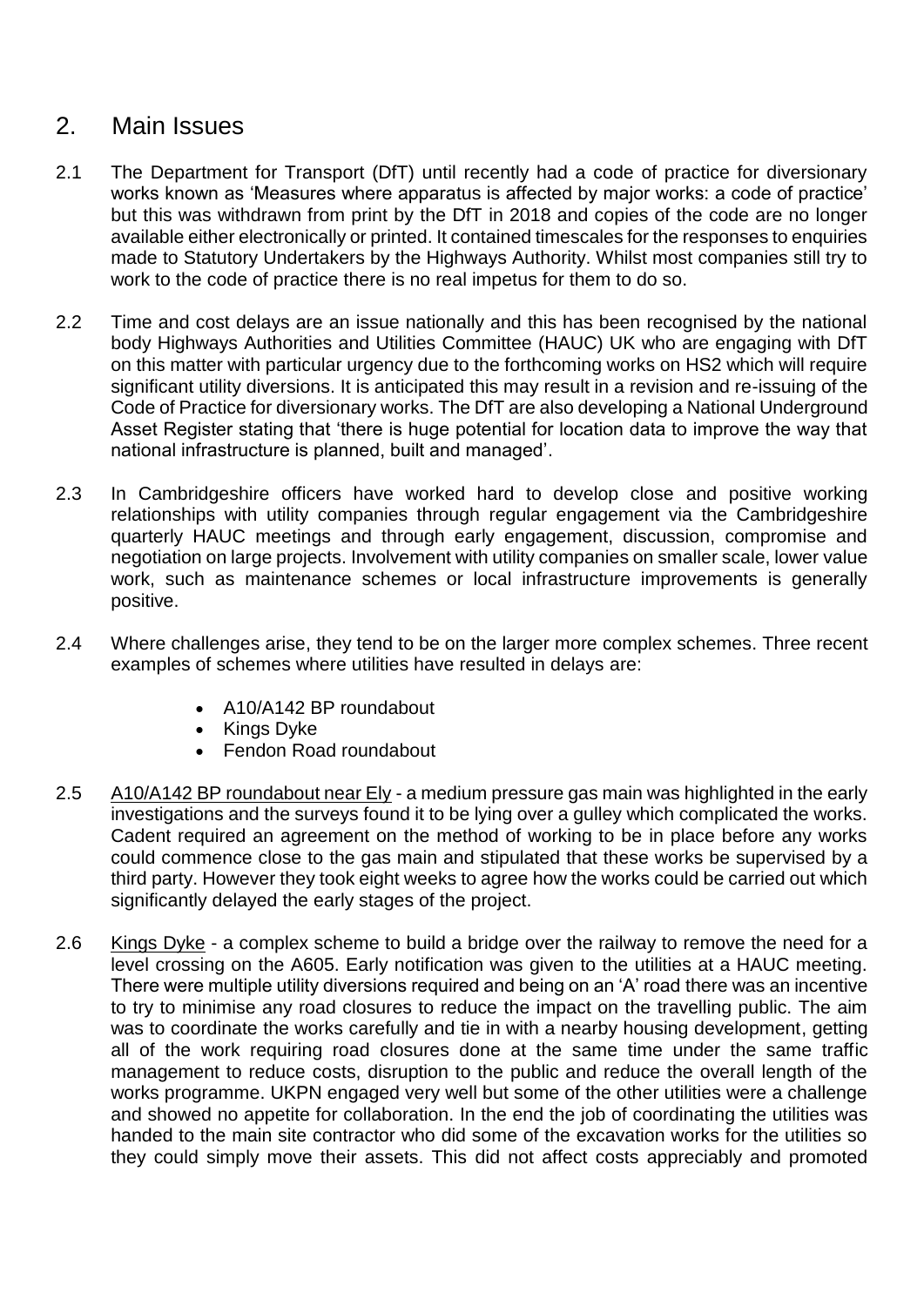## 2. Main Issues

2.1 The Department for Transport (DfT) until recently had a code of practice for diversionary works known as 'Measures where apparatus is affected by major works: a code of practice' but this was withdrawn from print by the DfT in 2018 and copies of the code are no longer available either electronically or printed. It contained timescales for the responses to enquiries made to Statutory Undertakers by the Highways Authority. Whilst most companies still try to work to the code of practice there is no real impetus for them to do so.

2.2 Time and cost delays are an issue nationally and this has been recognised by the national body Highways Authorities and Utilities Committee (HAUC) UK who are engaging with DfT on this matter with particular urgency due to the forthcoming works on HS2 which will require significant utility diversions. It is anticipated this may result in a revision and re-issuing of the Code of Practice for diversionary works. The DfT are also developing a National Underground Asset Register stating that 'there is huge potential for location data to improve the way that national infrastructure is planned, built and managed'.

2.3 In Cambridgeshire officers have worked hard to develop close and positive working relationships with utility companies through regular engagement via the Cambridgeshire quarterly HAUC meetings and through early engagement, discussion, compromise and negotiation on large projects. Involvement with utility companies on smaller scale, lower value work, such as maintenance schemes or local infrastructure improvements is generally positive.

2.4 Where challenges arise, they tend to be on the larger more complex schemes. Three recent examples of schemes where utilities have resulted in delays are:

- A10/A142 BP roundabout
- Kings Dyke
- Fendon Road roundabout

2.5 <u>A10/A142 BP roundabout near Ely</u> - a medium pressure gas main was highlighted in the early investigations and the surveys found it to be lying over a gulley which complicated the works. Cadent required an agreement on the method of working to be in place before any works could commence close to the gas main and stipulated that these works be supervised by a third party. However they took eight weeks to agree how the works could be carried out which significantly delayed the early stages of the project.

2.6 <u>Kings Dyke</u> - a complex scheme to build a bridge over the railway to remove the need for a level crossing on the A605. Early notification was given to the utilities at a HAUC meeting. There were multiple utility diversions required and being on an 'A' road there was an incentive to try to minimise any road closures to reduce the impact on the travelling public. The aim was to coordinate the works carefully and tie in with a nearby housing development, getting all of the work requiring road closures done at the same time under the same traffic management to reduce costs, disruption to the public and reduce the overall length of the works programme. UKPN engaged very well but some of the other utilities were a challenge and showed no appetite for collaboration. In the end the job of coordinating the utilities was handed to the main site contractor who did some of the excavation works for the utilities so they could simply move their assets. This did not affect costs appreciably and promoted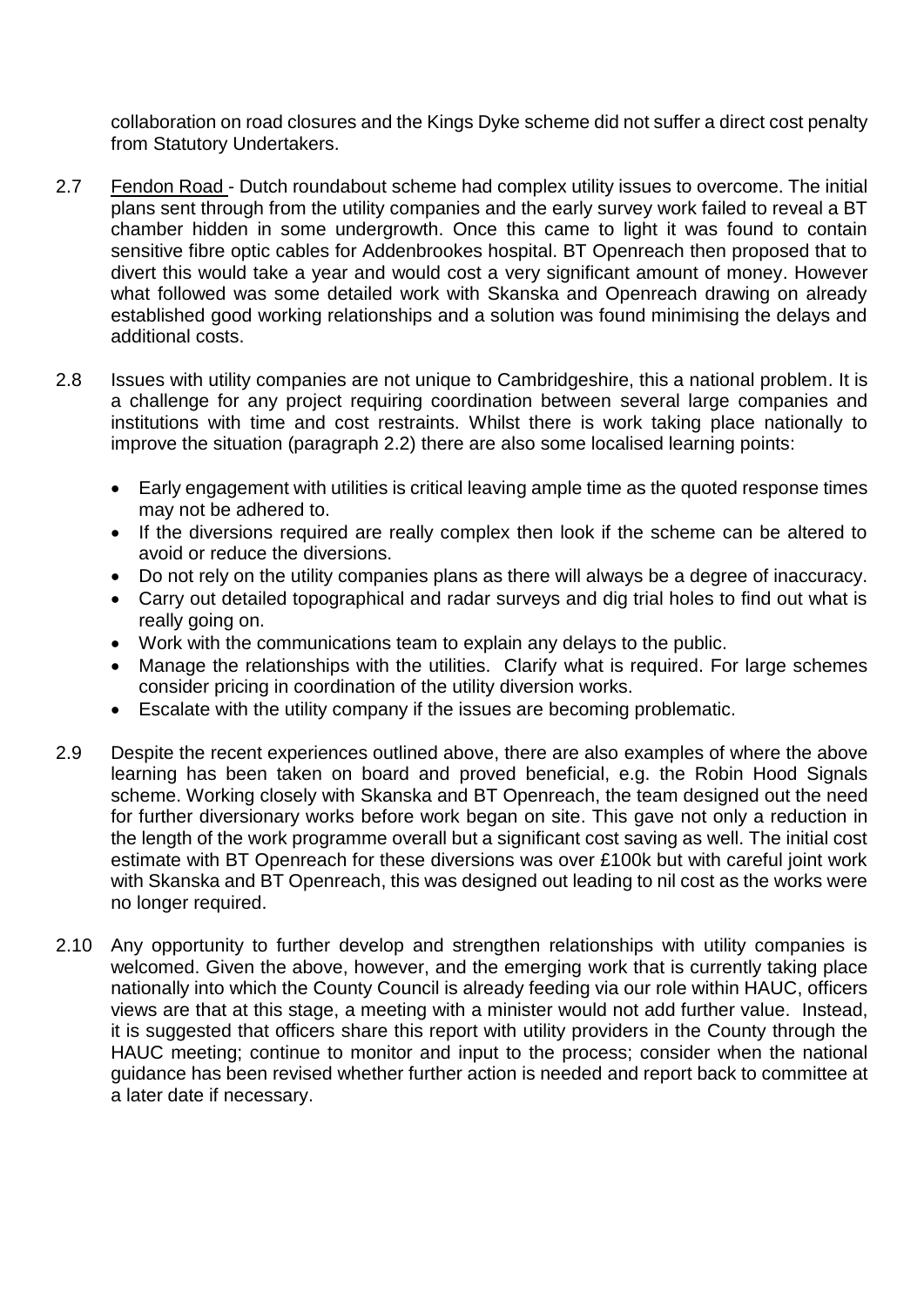collaboration on road closures and the Kings Dyke scheme did not suffer a direct cost penalty from Statutory Undertakers.

2.7 Fendon Road - Dutch roundabout scheme had complex utility issues to overcome. The initial plans sent through from the utility companies and the early survey work failed to reveal a BT chamber hidden in some undergrowth. Once this came to light it was found to contain sensitive fibre optic cables for Addenbrookes hospital. BT Openreach then proposed that to divert this would take a year and would cost a very significant amount of money. However what followed was some detailed work with Skanska and Openreach drawing on already established good working relationships and a solution was found minimising the delays and additional costs.

2.8 Issues with utility companies are not unique to Cambridgeshire, this a national problem. It is a challenge for any project requiring coordination between several large companies and institutions with time and cost restraints. Whilst there is work taking place nationally to improve the situation (paragraph 2.2) there are also some localised learning points:

- Early engagement with utilities is critical leaving ample time as the quoted response times may not be adhered to.
- If the diversions required are really complex then look if the scheme can be altered to avoid or reduce the diversions.
- Do not rely on the utility companies plans as there will always be a degree of inaccuracy.
- Carry out detailed topographical and radar surveys and dig trial holes to find out what is really going on.
- Work with the communications team to explain any delays to the public.
- Manage the relationships with the utilities. Clarify what is required. For large schemes consider pricing in coordination of the utility diversion works.
- Escalate with the utility company if the issues are becoming problematic.

2.9 Despite the recent experiences outlined above, there are also examples of where the above learning has been taken on board and proved beneficial, e.g. the Robin Hood Signals scheme. Working closely with Skanska and BT Openreach, the team designed out the need for further diversionary works before work began on site. This gave not only a reduction in the length of the work programme overall but a significant cost saving as well. The initial cost estimate with BT Openreach for these diversions was over £100k but with careful joint work with Skanska and BT Openreach, this was designed out leading to nil cost as the works were no longer required.

2.10 Any opportunity to further develop and strengthen relationships with utility companies is welcomed. Given the above, however, and the emerging work that is currently taking place nationally into which the County Council is already feeding via our role within HAUC, officers views are that at this stage, a meeting with a minister would not add further value. Instead, it is suggested that officers share this report with utility providers in the County through the HAUC meeting; continue to monitor and input to the process; consider when the national guidance has been revised whether further action is needed and report back to committee at a later date if necessary.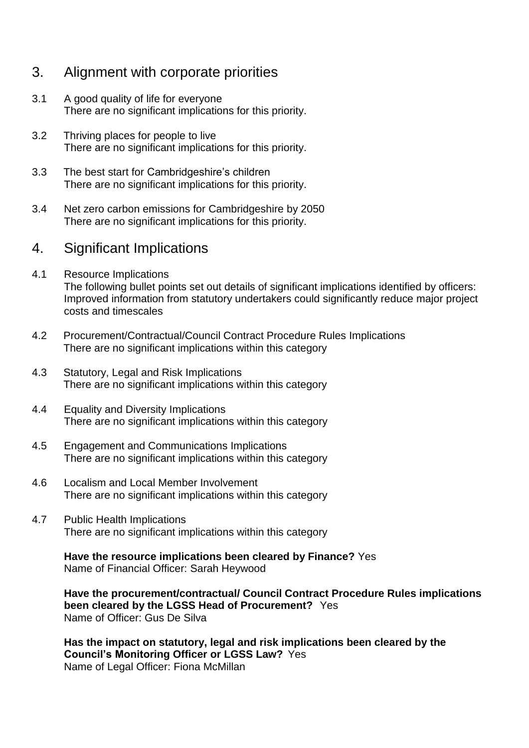## 3. Alignment with corporate priorities

3.1 A good quality of life for everyone
There are no significant implications for this priority.

3.2 Thriving places for people to live
There are no significant implications for this priority.

3.3 The best start for Cambridgeshire's children
There are no significant implications for this priority.

3.4 Net zero carbon emissions for Cambridgeshire by 2050
There are no significant implications for this priority.

## 4. Significant Implications

4.1 Resource Implications
The following bullet points set out details of significant implications identified by officers:
Improved information from statutory undertakers could significantly reduce major project costs and timescales

4.2 Procurement/Contractual/Council Contract Procedure Rules Implications
There are no significant implications within this category

4.3 Statutory, Legal and Risk Implications
There are no significant implications within this category

4.4 Equality and Diversity Implications
There are no significant implications within this category

4.5 Engagement and Communications Implications
There are no significant implications within this category

4.6 Localism and Local Member Involvement
There are no significant implications within this category

4.7 Public Health Implications
There are no significant implications within this category

**Have the resource implications been cleared by Finance?** Yes
Name of Financial Officer: Sarah Heywood

**Have the procurement/contractual/ Council Contract Procedure Rules implications been cleared by the LGSS Head of Procurement?** Yes
Name of Officer: Gus De Silva

**Has the impact on statutory, legal and risk implications been cleared by the Council's Monitoring Officer or LGSS Law?** Yes
Name of Legal Officer: Fiona McMillan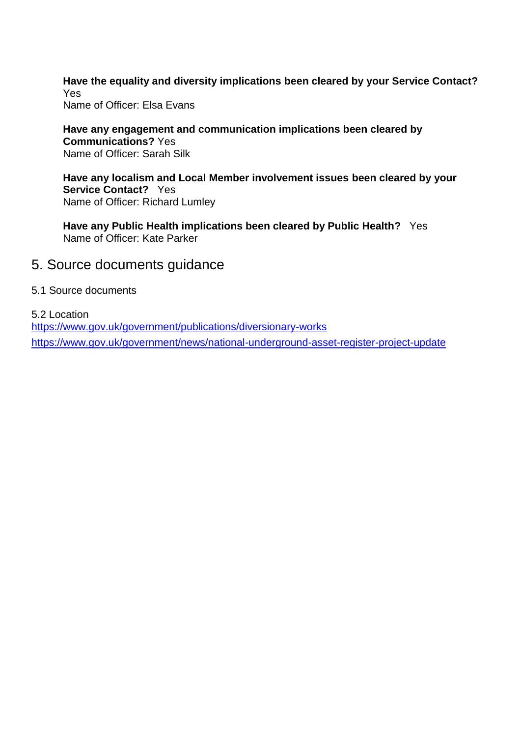**Have the equality and diversity implications been cleared by your Service Contact?** Yes
Name of Officer: Elsa Evans

**Have any engagement and communication implications been cleared by Communications?** Yes
Name of Officer: Sarah Silk

**Have any localism and Local Member involvement issues been cleared by your Service Contact?** Yes
Name of Officer: Richard Lumley

**Have any Public Health implications been cleared by Public Health?** Yes
Name of Officer: Kate Parker

## 5. Source documents guidance

5.1 Source documents

5.2 Location
https://www.gov.uk/government/publications/diversionary-works
https://www.gov.uk/government/news/national-underground-asset-register-project-update